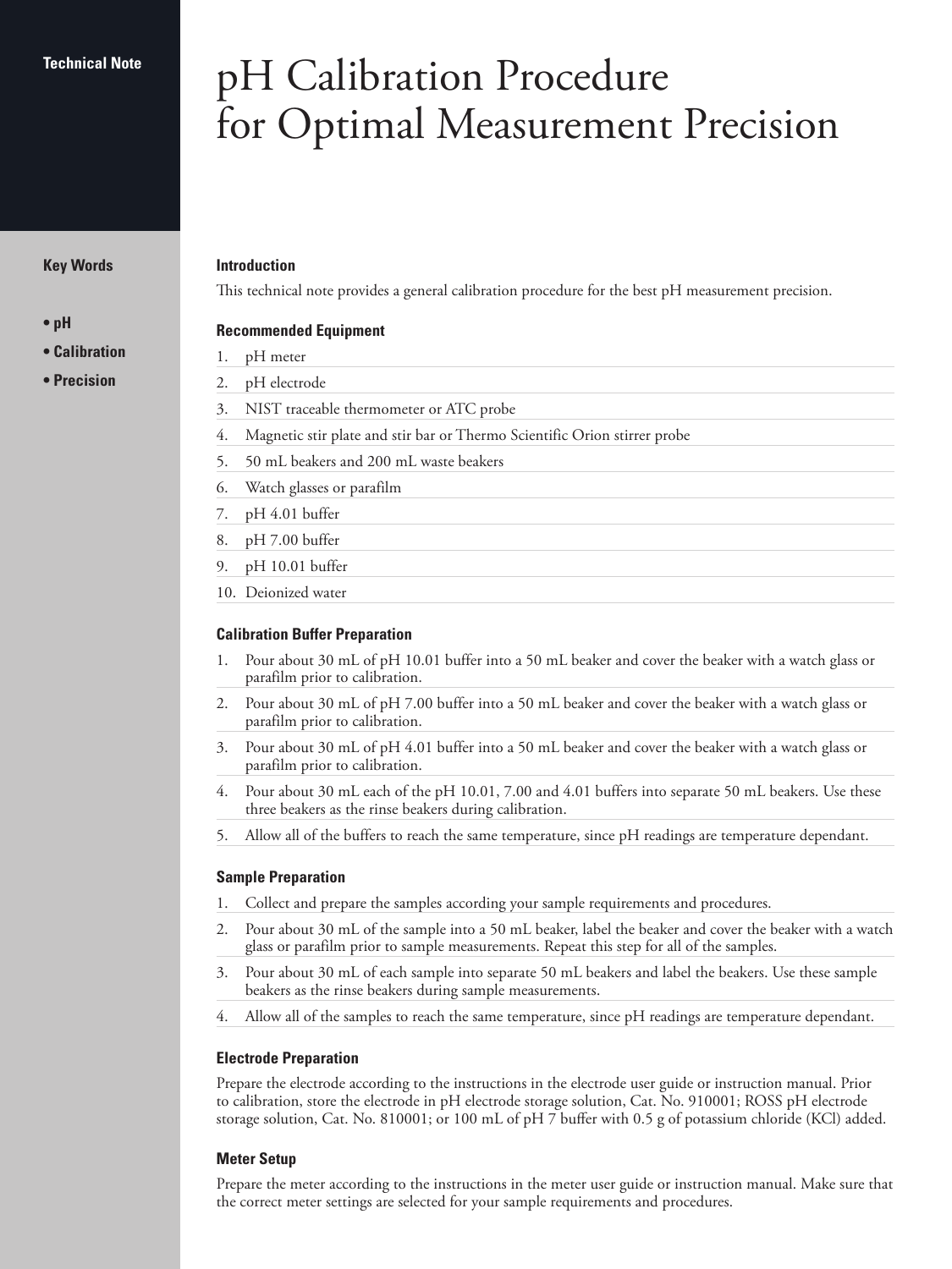Technical Note

# pH Calibration Procedure for Optimal Measurement Precision

**Key Words**

- pH
- Calibration
- Precision

## Introduction

This technical note provides a general calibration procedure for the best pH measurement precision.

## Recommended Equipment

1. pH meter
2. pH electrode
3. NIST traceable thermometer or ATC probe
4. Magnetic stir plate and stir bar or Thermo Scientific Orion stirrer probe
5. 50 mL beakers and 200 mL waste beakers
6. Watch glasses or parafilm
7. pH 4.01 buffer
8. pH 7.00 buffer
9. pH 10.01 buffer
10. Deionized water

## Calibration Buffer Preparation

1. Pour about 30 mL of pH 10.01 buffer into a 50 mL beaker and cover the beaker with a watch glass or parafilm prior to calibration.
2. Pour about 30 mL of pH 7.00 buffer into a 50 mL beaker and cover the beaker with a watch glass or parafilm prior to calibration.
3. Pour about 30 mL of pH 4.01 buffer into a 50 mL beaker and cover the beaker with a watch glass or parafilm prior to calibration.
4. Pour about 30 mL each of the pH 10.01, 7.00 and 4.01 buffers into separate 50 mL beakers. Use these three beakers as the rinse beakers during calibration.
5. Allow all of the buffers to reach the same temperature, since pH readings are temperature dependant.

## Sample Preparation

1. Collect and prepare the samples according your sample requirements and procedures.
2. Pour about 30 mL of the sample into a 50 mL beaker, label the beaker and cover the beaker with a watch glass or parafilm prior to sample measurements. Repeat this step for all of the samples.
3. Pour about 30 mL of each sample into separate 50 mL beakers and label the beakers. Use these sample beakers as the rinse beakers during sample measurements.
4. Allow all of the samples to reach the same temperature, since pH readings are temperature dependant.

## Electrode Preparation

Prepare the electrode according to the instructions in the electrode user guide or instruction manual. Prior to calibration, store the electrode in pH electrode storage solution, Cat. No. 910001; ROSS pH electrode storage solution, Cat. No. 810001; or 100 mL of pH 7 buffer with 0.5 g of potassium chloride (KCl) added.

## Meter Setup

Prepare the meter according to the instructions in the meter user guide or instruction manual. Make sure that the correct meter settings are selected for your sample requirements and procedures.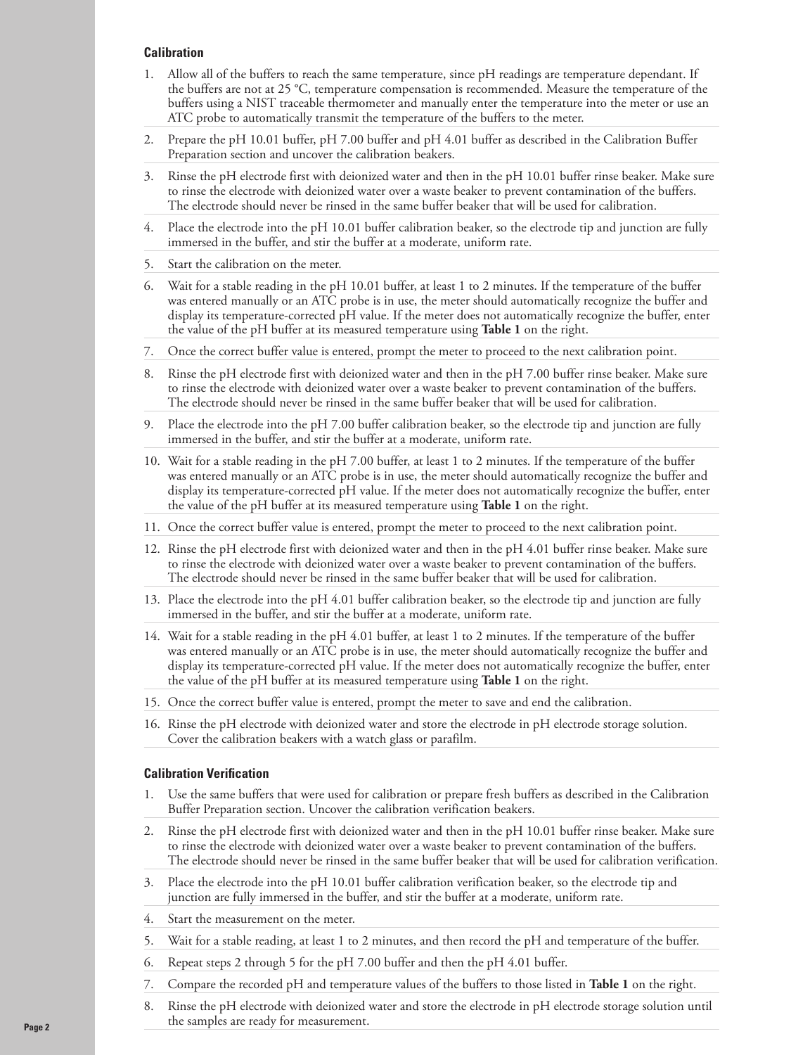### Calibration

1. Allow all of the buffers to reach the same temperature, since pH readings are temperature dependant. If the buffers are not at 25 °C, temperature compensation is recommended. Measure the temperature of the buffers using a NIST traceable thermometer and manually enter the temperature into the meter or use an ATC probe to automatically transmit the temperature of the buffers to the meter.
2. Prepare the pH 10.01 buffer, pH 7.00 buffer and pH 4.01 buffer as described in the Calibration Buffer Preparation section and uncover the calibration beakers.
3. Rinse the pH electrode first with deionized water and then in the pH 10.01 buffer rinse beaker. Make sure to rinse the electrode with deionized water over a waste beaker to prevent contamination of the buffers. The electrode should never be rinsed in the same buffer beaker that will be used for calibration.
4. Place the electrode into the pH 10.01 buffer calibration beaker, so the electrode tip and junction are fully immersed in the buffer, and stir the buffer at a moderate, uniform rate.
5. Start the calibration on the meter.
6. Wait for a stable reading in the pH 10.01 buffer, at least 1 to 2 minutes. If the temperature of the buffer was entered manually or an ATC probe is in use, the meter should automatically recognize the buffer and display its temperature-corrected pH value. If the meter does not automatically recognize the buffer, enter the value of the pH buffer at its measured temperature using **Table 1** on the right.
7. Once the correct buffer value is entered, prompt the meter to proceed to the next calibration point.
8. Rinse the pH electrode first with deionized water and then in the pH 7.00 buffer rinse beaker. Make sure to rinse the electrode with deionized water over a waste beaker to prevent contamination of the buffers. The electrode should never be rinsed in the same buffer beaker that will be used for calibration.
9. Place the electrode into the pH 7.00 buffer calibration beaker, so the electrode tip and junction are fully immersed in the buffer, and stir the buffer at a moderate, uniform rate.
10. Wait for a stable reading in the pH 7.00 buffer, at least 1 to 2 minutes. If the temperature of the buffer was entered manually or an ATC probe is in use, the meter should automatically recognize the buffer and display its temperature-corrected pH value. If the meter does not automatically recognize the buffer, enter the value of the pH buffer at its measured temperature using **Table 1** on the right.
11. Once the correct buffer value is entered, prompt the meter to proceed to the next calibration point.
12. Rinse the pH electrode first with deionized water and then in the pH 4.01 buffer rinse beaker. Make sure to rinse the electrode with deionized water over a waste beaker to prevent contamination of the buffers. The electrode should never be rinsed in the same buffer beaker that will be used for calibration.
13. Place the electrode into the pH 4.01 buffer calibration beaker, so the electrode tip and junction are fully immersed in the buffer, and stir the buffer at a moderate, uniform rate.
14. Wait for a stable reading in the pH 4.01 buffer, at least 1 to 2 minutes. If the temperature of the buffer was entered manually or an ATC probe is in use, the meter should automatically recognize the buffer and display its temperature-corrected pH value. If the meter does not automatically recognize the buffer, enter the value of the pH buffer at its measured temperature using **Table 1** on the right.
15. Once the correct buffer value is entered, prompt the meter to save and end the calibration.
16. Rinse the pH electrode with deionized water and store the electrode in pH electrode storage solution. Cover the calibration beakers with a watch glass or parafilm.

### Calibration Verification

1. Use the same buffers that were used for calibration or prepare fresh buffers as described in the Calibration Buffer Preparation section. Uncover the calibration verification beakers.
2. Rinse the pH electrode first with deionized water and then in the pH 10.01 buffer rinse beaker. Make sure to rinse the electrode with deionized water over a waste beaker to prevent contamination of the buffers. The electrode should never be rinsed in the same buffer beaker that will be used for calibration verification.
3. Place the electrode into the pH 10.01 buffer calibration verification beaker, so the electrode tip and junction are fully immersed in the buffer, and stir the buffer at a moderate, uniform rate.
4. Start the measurement on the meter.
5. Wait for a stable reading, at least 1 to 2 minutes, and then record the pH and temperature of the buffer.
6. Repeat steps 2 through 5 for the pH 7.00 buffer and then the pH 4.01 buffer.
7. Compare the recorded pH and temperature values of the buffers to those listed in **Table 1** on the right.
8. Rinse the pH electrode with deionized water and store the electrode in pH electrode storage solution until the samples are ready for measurement.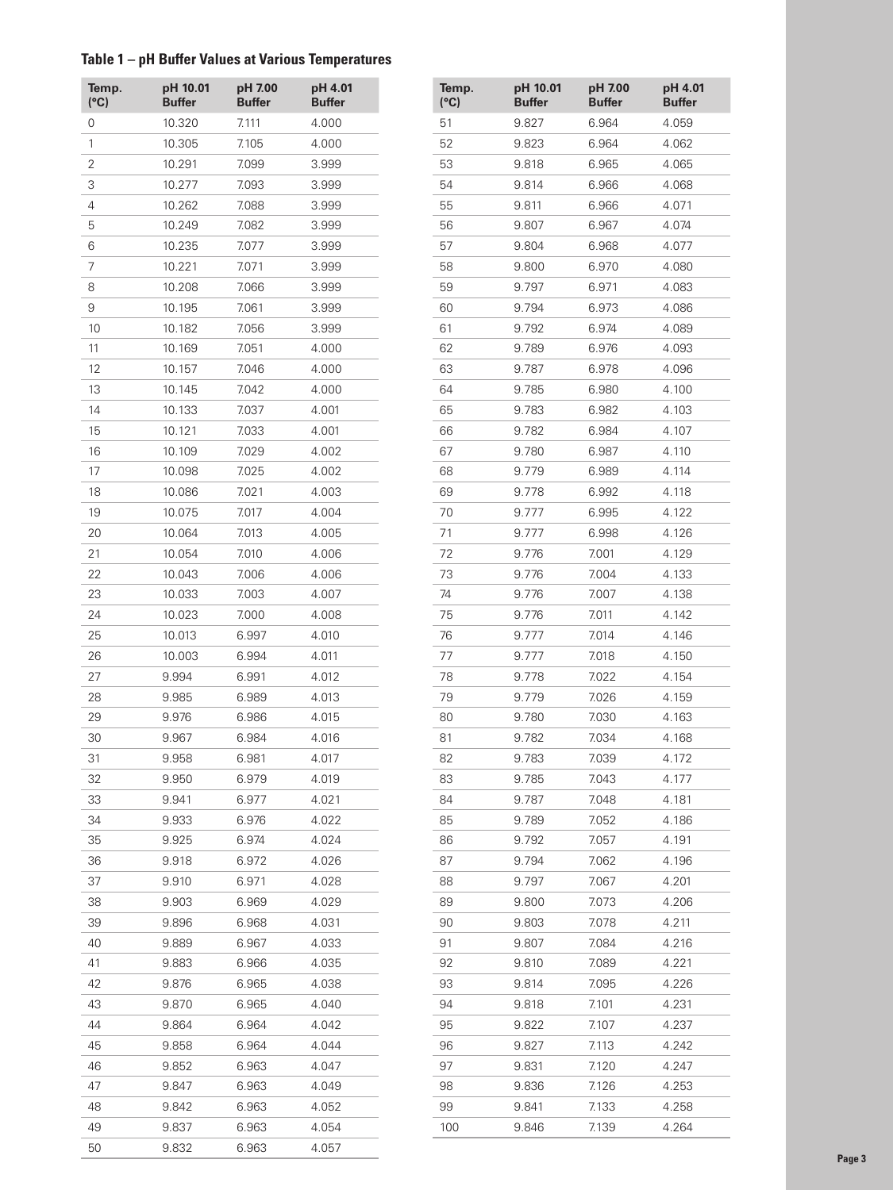### Table 1 – pH Buffer Values at Various Temperatures

| Temp. (°C) | pH 10.01 Buffer | pH 7.00 Buffer | pH 4.01 Buffer |
|---|---|---|---|
| 0 | 10.320 | 7.111 | 4.000 |
| 1 | 10.305 | 7.105 | 4.000 |
| 2 | 10.291 | 7.099 | 3.999 |
| 3 | 10.277 | 7.093 | 3.999 |
| 4 | 10.262 | 7.088 | 3.999 |
| 5 | 10.249 | 7.082 | 3.999 |
| 6 | 10.235 | 7.077 | 3.999 |
| 7 | 10.221 | 7.071 | 3.999 |
| 8 | 10.208 | 7.066 | 3.999 |
| 9 | 10.195 | 7.061 | 3.999 |
| 10 | 10.182 | 7.056 | 3.999 |
| 11 | 10.169 | 7.051 | 4.000 |
| 12 | 10.157 | 7.046 | 4.000 |
| 13 | 10.145 | 7.042 | 4.000 |
| 14 | 10.133 | 7.037 | 4.001 |
| 15 | 10.121 | 7.033 | 4.001 |
| 16 | 10.109 | 7.029 | 4.002 |
| 17 | 10.098 | 7.025 | 4.002 |
| 18 | 10.086 | 7.021 | 4.003 |
| 19 | 10.075 | 7.017 | 4.004 |
| 20 | 10.064 | 7.013 | 4.005 |
| 21 | 10.054 | 7.010 | 4.006 |
| 22 | 10.043 | 7.006 | 4.006 |
| 23 | 10.033 | 7.003 | 4.007 |
| 24 | 10.023 | 7.000 | 4.008 |
| 25 | 10.013 | 6.997 | 4.010 |
| 26 | 10.003 | 6.994 | 4.011 |
| 27 | 9.994 | 6.991 | 4.012 |
| 28 | 9.985 | 6.989 | 4.013 |
| 29 | 9.976 | 6.986 | 4.015 |
| 30 | 9.967 | 6.984 | 4.016 |
| 31 | 9.958 | 6.981 | 4.017 |
| 32 | 9.950 | 6.979 | 4.019 |
| 33 | 9.941 | 6.977 | 4.021 |
| 34 | 9.933 | 6.976 | 4.022 |
| 35 | 9.925 | 6.974 | 4.024 |
| 36 | 9.918 | 6.972 | 4.026 |
| 37 | 9.910 | 6.971 | 4.028 |
| 38 | 9.903 | 6.969 | 4.029 |
| 39 | 9.896 | 6.968 | 4.031 |
| 40 | 9.889 | 6.967 | 4.033 |
| 41 | 9.883 | 6.966 | 4.035 |
| 42 | 9.876 | 6.965 | 4.038 |
| 43 | 9.870 | 6.965 | 4.040 |
| 44 | 9.864 | 6.964 | 4.042 |
| 45 | 9.858 | 6.964 | 4.044 |
| 46 | 9.852 | 6.963 | 4.047 |
| 47 | 9.847 | 6.963 | 4.049 |
| 48 | 9.842 | 6.963 | 4.052 |
| 49 | 9.837 | 6.963 | 4.054 |
| 50 | 9.832 | 6.963 | 4.057 |
| 51 | 9.827 | 6.964 | 4.059 |
| 52 | 9.823 | 6.964 | 4.062 |
| 53 | 9.818 | 6.965 | 4.065 |
| 54 | 9.814 | 6.966 | 4.068 |
| 55 | 9.811 | 6.966 | 4.071 |
| 56 | 9.807 | 6.967 | 4.074 |
| 57 | 9.804 | 6.968 | 4.077 |
| 58 | 9.800 | 6.970 | 4.080 |
| 59 | 9.797 | 6.971 | 4.083 |
| 60 | 9.794 | 6.973 | 4.086 |
| 61 | 9.792 | 6.974 | 4.089 |
| 62 | 9.789 | 6.976 | 4.093 |
| 63 | 9.787 | 6.978 | 4.096 |
| 64 | 9.785 | 6.980 | 4.100 |
| 65 | 9.783 | 6.982 | 4.103 |
| 66 | 9.782 | 6.984 | 4.107 |
| 67 | 9.780 | 6.987 | 4.110 |
| 68 | 9.779 | 6.989 | 4.114 |
| 69 | 9.778 | 6.992 | 4.118 |
| 70 | 9.777 | 6.995 | 4.122 |
| 71 | 9.777 | 6.998 | 4.126 |
| 72 | 9.776 | 7.001 | 4.129 |
| 73 | 9.776 | 7.004 | 4.133 |
| 74 | 9.776 | 7.007 | 4.138 |
| 75 | 9.776 | 7.011 | 4.142 |
| 76 | 9.777 | 7.014 | 4.146 |
| 77 | 9.777 | 7.018 | 4.150 |
| 78 | 9.778 | 7.022 | 4.154 |
| 79 | 9.779 | 7.026 | 4.159 |
| 80 | 9.780 | 7.030 | 4.163 |
| 81 | 9.782 | 7.034 | 4.168 |
| 82 | 9.783 | 7.039 | 4.172 |
| 83 | 9.785 | 7.043 | 4.177 |
| 84 | 9.787 | 7.048 | 4.181 |
| 85 | 9.789 | 7.052 | 4.186 |
| 86 | 9.792 | 7.057 | 4.191 |
| 87 | 9.794 | 7.062 | 4.196 |
| 88 | 9.797 | 7.067 | 4.201 |
| 89 | 9.800 | 7.073 | 4.206 |
| 90 | 9.803 | 7.078 | 4.211 |
| 91 | 9.807 | 7.084 | 4.216 |
| 92 | 9.810 | 7.089 | 4.221 |
| 93 | 9.814 | 7.095 | 4.226 |
| 94 | 9.818 | 7.101 | 4.231 |
| 95 | 9.822 | 7.107 | 4.237 |
| 96 | 9.827 | 7.113 | 4.242 |
| 97 | 9.831 | 7.120 | 4.247 |
| 98 | 9.836 | 7.126 | 4.253 |
| 99 | 9.841 | 7.133 | 4.258 |
| 100 | 9.846 | 7.139 | 4.264 |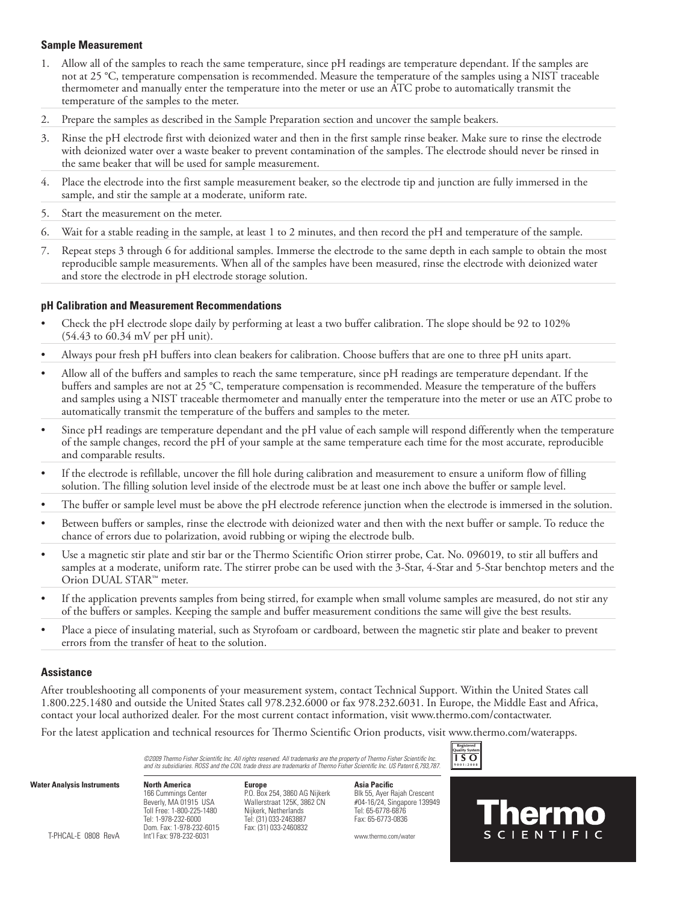### Sample Measurement

1. Allow all of the samples to reach the same temperature, since pH readings are temperature dependant. If the samples are not at 25 °C, temperature compensation is recommended. Measure the temperature of the samples using a NIST traceable thermometer and manually enter the temperature into the meter or use an ATC probe to automatically transmit the temperature of the samples to the meter.
2. Prepare the samples as described in the Sample Preparation section and uncover the sample beakers.
3. Rinse the pH electrode first with deionized water and then in the first sample rinse beaker. Make sure to rinse the electrode with deionized water over a waste beaker to prevent contamination of the samples. The electrode should never be rinsed in the same beaker that will be used for sample measurement.
4. Place the electrode into the first sample measurement beaker, so the electrode tip and junction are fully immersed in the sample, and stir the sample at a moderate, uniform rate.
5. Start the measurement on the meter.
6. Wait for a stable reading in the sample, at least 1 to 2 minutes, and then record the pH and temperature of the sample.
7. Repeat steps 3 through 6 for additional samples. Immerse the electrode to the same depth in each sample to obtain the most reproducible sample measurements. When all of the samples have been measured, rinse the electrode with deionized water and store the electrode in pH electrode storage solution.

### pH Calibration and Measurement Recommendations

- Check the pH electrode slope daily by performing at least a two buffer calibration. The slope should be 92 to 102% (54.43 to 60.34 mV per pH unit).
- Always pour fresh pH buffers into clean beakers for calibration. Choose buffers that are one to three pH units apart.
- Allow all of the buffers and samples to reach the same temperature, since pH readings are temperature dependant. If the buffers and samples are not at 25 °C, temperature compensation is recommended. Measure the temperature of the buffers and samples using a NIST traceable thermometer and manually enter the temperature into the meter or use an ATC probe to automatically transmit the temperature of the buffers and samples to the meter.
- Since pH readings are temperature dependant and the pH value of each sample will respond differently when the temperature of the sample changes, record the pH of your sample at the same temperature each time for the most accurate, reproducible and comparable results.
- If the electrode is refillable, uncover the fill hole during calibration and measurement to ensure a uniform flow of filling solution. The filling solution level inside of the electrode must be at least one inch above the buffer or sample level.
- The buffer or sample level must be above the pH electrode reference junction when the electrode is immersed in the solution.
- Between buffers or samples, rinse the electrode with deionized water and then with the next buffer or sample. To reduce the chance of errors due to polarization, avoid rubbing or wiping the electrode bulb.
- Use a magnetic stir plate and stir bar or the Thermo Scientific Orion stirrer probe, Cat. No. 096019, to stir all buffers and samples at a moderate, uniform rate. The stirrer probe can be used with the 3-Star, 4-Star and 5-Star benchtop meters and the Orion DUAL STAR™ meter.
- If the application prevents samples from being stirred, for example when small volume samples are measured, do not stir any of the buffers or samples. Keeping the sample and buffer measurement conditions the same will give the best results.
- Place a piece of insulating material, such as Styrofoam or cardboard, between the magnetic stir plate and beaker to prevent errors from the transfer of heat to the solution.

### Assistance

After troubleshooting all components of your measurement system, contact Technical Support. Within the United States call 1.800.225.1480 and outside the United States call 978.232.6000 or fax 978.232.6031. In Europe, the Middle East and Africa, contact your local authorized dealer. For the most current contact information, visit www.thermo.com/contactwater.

For the latest application and technical resources for Thermo Scientific Orion products, visit www.thermo.com/waterapps.

*©2009 Thermo Fisher Scientific Inc. All rights reserved. All trademarks are the property of Thermo Fisher Scientific Inc. and its subsidiaries. ROSS and the COIL trade dress are trademarks of Thermo Fisher Scientific Inc. US Patent 6,793,787.*

Registered Quality System ISO 9001:2008

**Water Analysis Instruments**

**North America**
166 Cummings Center
Beverly, MA 01915 USA
Toll Free: 1-800-225-1480
Tel: 1-978-232-6000
Dom. Fax: 1-978-232-6015
Int'l Fax: 978-232-6031

**Europe**
P.O. Box 254, 3860 AG Nijkerk
Wallerstraat 125K, 3862 CN
Nijkerk, Netherlands
Tel: (31) 033-2463887
Fax: (31) 033-2460832

**Asia Pacific**
Blk 55, Ayer Rajah Crescent
#04-16/24, Singapore 139949
Tel: 65-6778-6876
Fax: 65-6773-0836

www.thermo.com/water

T-PHCAL-E 0808 RevA

Thermo SCIENTIFIC